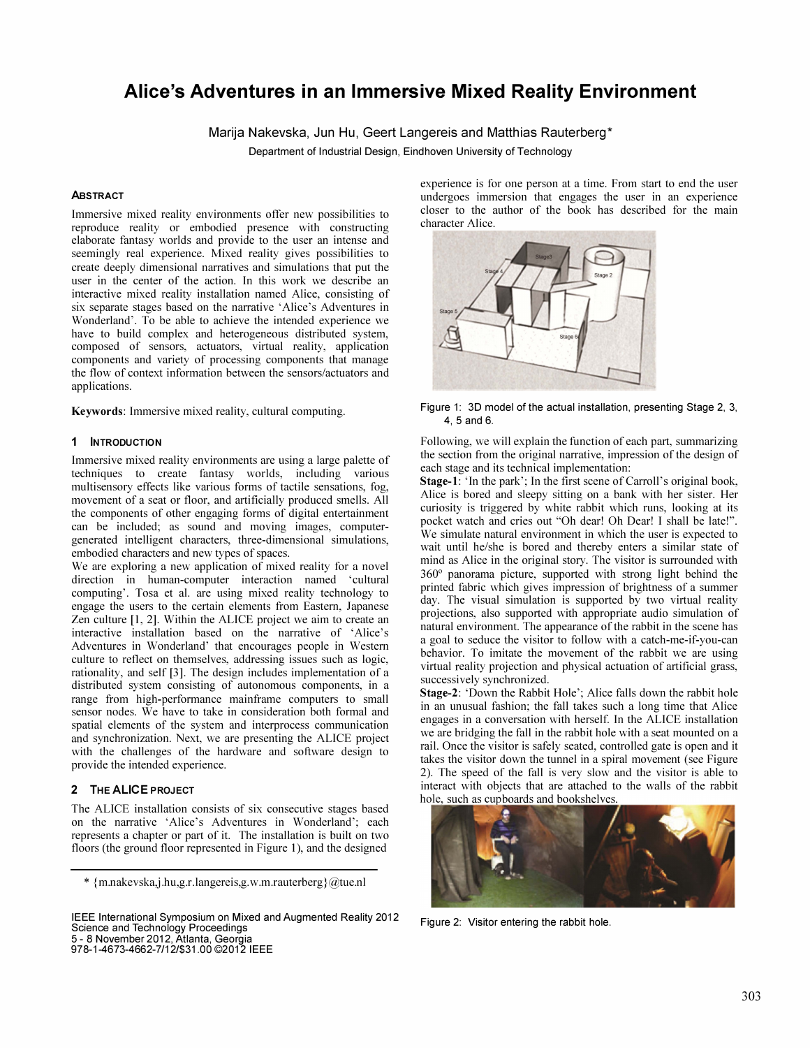# Alice's Adventures in an Immersive Mixed Reality Environment

Marija Nakevska, Jun Hu, Geert Langereis and Matthias Rauterberg*

Department of Industrial Design, Eindhoven University of Technology

### Abstract

Immersive mixed reality environments offer new possibilities to reproduce reality or embodied presence with constructing elaborate fantasy worlds and provide to the user an intense and seemingly real experience. Mixed reality gives possibilities to create deeply dimensional narratives and simulations that put the user in the center of the action. In this work we describe an interactive mixed reality installation named Alice, consisting of six separate stages based on the narrative 'Alice's Adventures in Wonderland'. To be able to achieve the intended experience we have to build complex and heterogeneous distributed system, composed of sensors, actuators, virtual reality, application components and variety of processing components that manage the flow of context information between the sensors/actuators and applications.

**Keywords**: Immersive mixed reality, cultural computing.

## 1 Introduction

Immersive mixed reality environments are using a large palette of techniques to create fantasy worlds, including various multisensory effects like various forms of tactile sensations, fog, movement of a seat or floor, and artificially produced smells. All the components of other engaging forms of digital entertainment can be included; as sound and moving images, computer-generated intelligent characters, three-dimensional simulations, embodied characters and new types of spaces.

We are exploring a new application of mixed reality for a novel direction in human-computer interaction named 'cultural computing'. Tosa et al. are using mixed reality technology to engage the users to the certain elements from Eastern, Japanese Zen culture [1, 2]. Within the ALICE project we aim to create an interactive installation based on the narrative of 'Alice's Adventures in Wonderland' that encourages people in Western culture to reflect on themselves, addressing issues such as logic, rationality, and self [3]. The design includes implementation of a distributed system consisting of autonomous components, in a range from high-performance mainframe computers to small sensor nodes. We have to take in consideration both formal and spatial elements of the system and interprocess communication and synchronization. Next, we are presenting the ALICE project with the challenges of the hardware and software design to provide the intended experience.

## 2 The ALICE Project

The ALICE installation consists of six consecutive stages based on the narrative 'Alice's Adventures in Wonderland'; each represents a chapter or part of it. The installation is built on two floors (the ground floor represented in Figure 1), and the designed experience is for one person at a time. From start to end the user undergoes immersion that engages the user in an experience closer to the author of the book has described for the main character Alice.

Figure 1: 3D model of the actual installation, presenting Stage 2, 3, 4, 5 and 6.

Following, we will explain the function of each part, summarizing the section from the original narrative, impression of the design of each stage and its technical implementation:

**Stage-1**: 'In the park'; In the first scene of Carroll's original book, Alice is bored and sleepy sitting on a bank with her sister. Her curiosity is triggered by white rabbit which runs, looking at its pocket watch and cries out "Oh dear! Oh Dear! I shall be late!". We simulate natural environment in which the user is expected to wait until he/she is bored and thereby enters a similar state of mind as Alice in the original story. The visitor is surrounded with 360º panorama picture, supported with strong light behind the printed fabric which gives impression of brightness of a summer day. The visual simulation is supported by two virtual reality projections, also supported with appropriate audio simulation of natural environment. The appearance of the rabbit in the scene has a goal to seduce the visitor to follow with a catch-me-if-you-can behavior. To imitate the movement of the rabbit we are using virtual reality projection and physical actuation of artificial grass, successively synchronized.

**Stage-2**: 'Down the Rabbit Hole'; Alice falls down the rabbit hole in an unusual fashion; the fall takes such a long time that Alice engages in a conversation with herself. In the ALICE installation we are bridging the fall in the rabbit hole with a seat mounted on a rail. Once the visitor is safely seated, controlled gate is open and it takes the visitor down the tunnel in a spiral movement (see Figure 2). The speed of the fall is very slow and the visitor is able to interact with objects that are attached to the walls of the rabbit hole, such as cupboards and bookshelves.

Figure 2: Visitor entering the rabbit hole.

\* {m.nakevska,j.hu,g.r.langereis,g.w.m.rauterberg}@tue.nl

IEEE International Symposium on Mixed and Augmented Reality 2012
Science and Technology Proceedings
5 - 8 November 2012, Atlanta, Georgia
978-1-4673-4662-7/12/$31.00 ©2012 IEEE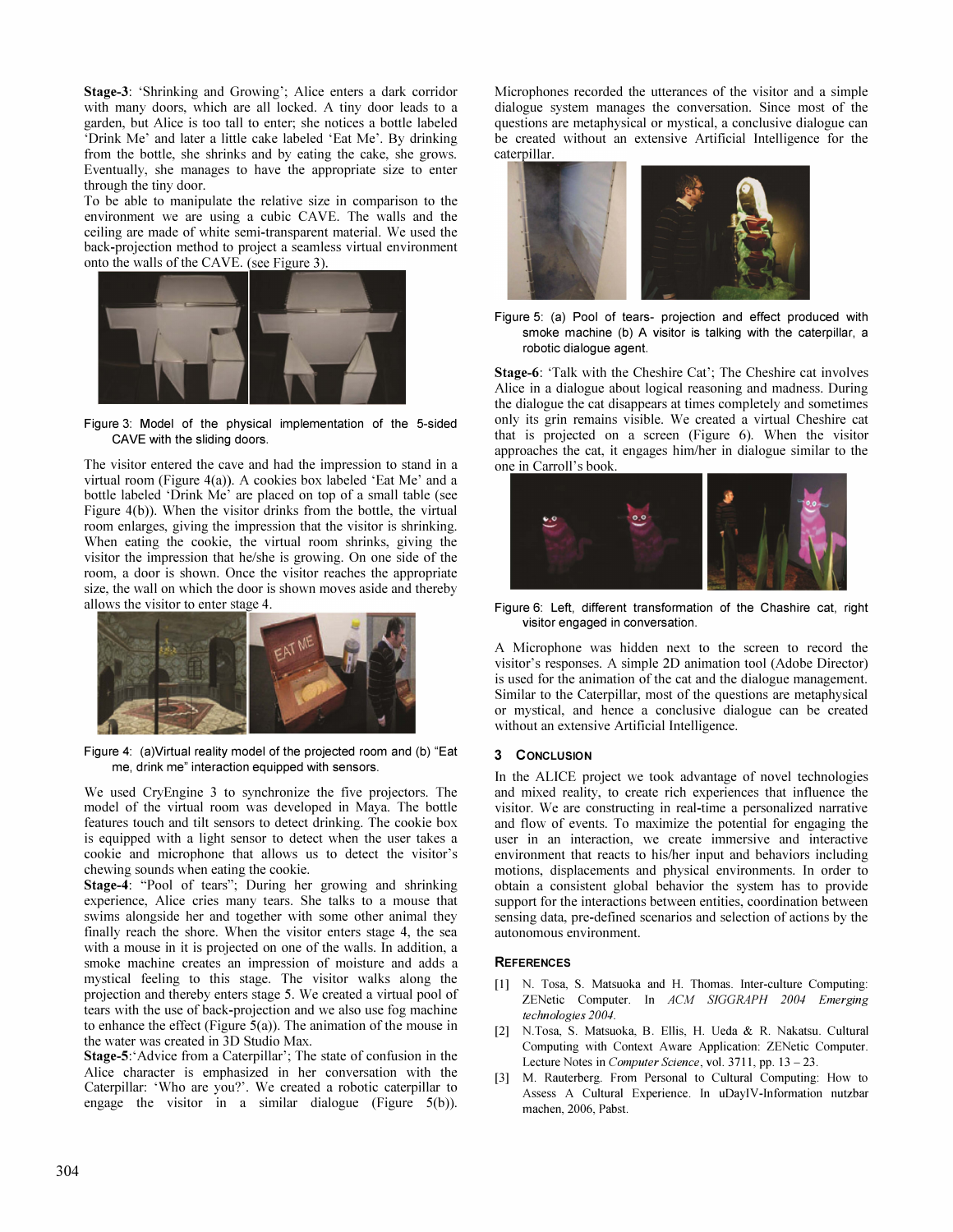**Stage-3**: 'Shrinking and Growing'; Alice enters a dark corridor with many doors, which are all locked. A tiny door leads to a garden, but Alice is too tall to enter; she notices a bottle labeled 'Drink Me' and later a little cake labeled 'Eat Me'. By drinking from the bottle, she shrinks and by eating the cake, she grows. Eventually, she manages to have the appropriate size to enter through the tiny door.

To be able to manipulate the relative size in comparison to the environment we are using a cubic CAVE. The walls and the ceiling are made of white semi-transparent material. We used the back-projection method to project a seamless virtual environment onto the walls of the CAVE. (see Figure 3).

Figure 3: Model of the physical implementation of the 5-sided CAVE with the sliding doors.

The visitor entered the cave and had the impression to stand in a virtual room (Figure 4(a)). A cookies box labeled 'Eat Me' and a bottle labeled 'Drink Me' are placed on top of a small table (see Figure 4(b)). When the visitor drinks from the bottle, the virtual room enlarges, giving the impression that the visitor is shrinking. When eating the cookie, the virtual room shrinks, giving the visitor the impression that he/she is growing. On one side of the room, a door is shown. Once the visitor reaches the appropriate size, the wall on which the door is shown moves aside and thereby allows the visitor to enter stage 4.

Figure 4: (a)Virtual reality model of the projected room and (b) "Eat me, drink me" interaction equipped with sensors.

We used CryEngine 3 to synchronize the five projectors. The model of the virtual room was developed in Maya. The bottle features touch and tilt sensors to detect drinking. The cookie box is equipped with a light sensor to detect when the user takes a cookie and microphone that allows us to detect the visitor's chewing sounds when eating the cookie.

**Stage-4**: "Pool of tears"; During her growing and shrinking experience, Alice cries many tears. She talks to a mouse that swims alongside her and together with some other animal they finally reach the shore. When the visitor enters stage 4, the sea with a mouse in it is projected on one of the walls. In addition, a smoke machine creates an impression of moisture and adds a mystical feeling to this stage. The visitor walks along the projection and thereby enters stage 5. We created a virtual pool of tears with the use of back-projection and we also use fog machine to enhance the effect (Figure 5(a)). The animation of the mouse in the water was created in 3D Studio Max.

**Stage-5**:'Advice from a Caterpillar'; The state of confusion in the Alice character is emphasized in her conversation with the Caterpillar: 'Who are you?'. We created a robotic caterpillar to engage the visitor in a similar dialogue (Figure 5(b)). Microphones recorded the utterances of the visitor and a simple dialogue system manages the conversation. Since most of the questions are metaphysical or mystical, a conclusive dialogue can be created without an extensive Artificial Intelligence for the caterpillar.

Figure 5: (a) Pool of tears- projection and effect produced with smoke machine (b) A visitor is talking with the caterpillar, a robotic dialogue agent.

**Stage-6**: 'Talk with the Cheshire Cat'; The Cheshire cat involves Alice in a dialogue about logical reasoning and madness. During the dialogue the cat disappears at times completely and sometimes only its grin remains visible. We created a virtual Cheshire cat that is projected on a screen (Figure 6). When the visitor approaches the cat, it engages him/her in dialogue similar to the one in Carroll's book.

Figure 6: Left, different transformation of the Chashire cat, right visitor engaged in conversation.

A Microphone was hidden next to the screen to record the visitor's responses. A simple 2D animation tool (Adobe Director) is used for the animation of the cat and the dialogue management. Similar to the Caterpillar, most of the questions are metaphysical or mystical, and hence a conclusive dialogue can be created without an extensive Artificial Intelligence.

## 3 Conclusion

In the ALICE project we took advantage of novel technologies and mixed reality, to create rich experiences that influence the visitor. We are constructing in real-time a personalized narrative and flow of events. To maximize the potential for engaging the user in an interaction, we create immersive and interactive environment that reacts to his/her input and behaviors including motions, displacements and physical environments. In order to obtain a consistent global behavior the system has to provide support for the interactions between entities, coordination between sensing data, pre-defined scenarios and selection of actions by the autonomous environment.

## References

[1] N. Tosa, S. Matsuoka and H. Thomas. Inter-culture Computing: ZENetic Computer. In *ACM SIGGRAPH 2004 Emerging technologies 2004.*

[2] N.Tosa, S. Matsuoka, B. Ellis, H. Ueda & R. Nakatsu. Cultural Computing with Context Aware Application: ZENetic Computer. Lecture Notes in *Computer Science*, vol. 3711, pp. 13 – 23.

[3] M. Rauterberg. From Personal to Cultural Computing: How to Assess A Cultural Experience. In uDayIV-Information nutzbar machen, 2006, Pabst.